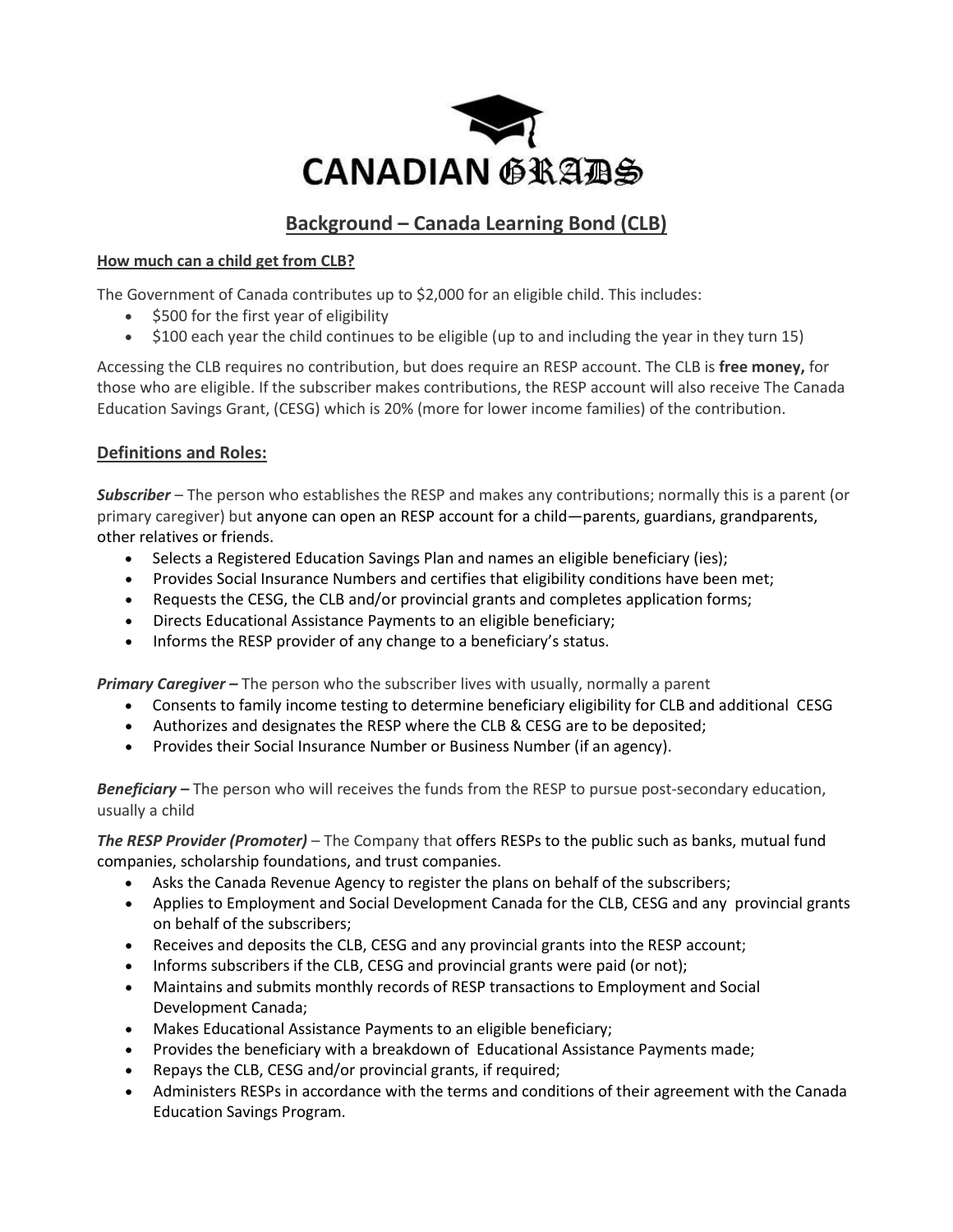**CANADIAN GRADS**

# Background – Canada Learning Bond (CLB)

**How much can a child get from CLB?**

The Government of Canada contributes up to $2,000 for an eligible child. This includes:

- $500 for the first year of eligibility
- $100 each year the child continues to be eligible (up to and including the year in they turn 15)

Accessing the CLB requires no contribution, but does require an RESP account. The CLB is **free money,** for those who are eligible. If the subscriber makes contributions, the RESP account will also receive The Canada Education Savings Grant, (CESG) which is 20% (more for lower income families) of the contribution.

## Definitions and Roles:

***Subscriber*** – The person who establishes the RESP and makes any contributions; normally this is a parent (or primary caregiver) but anyone can open an RESP account for a child—parents, guardians, grandparents, other relatives or friends.

- Selects a Registered Education Savings Plan and names an eligible beneficiary (ies);
- Provides Social Insurance Numbers and certifies that eligibility conditions have been met;
- Requests the CESG, the CLB and/or provincial grants and completes application forms;
- Directs Educational Assistance Payments to an eligible beneficiary;
- Informs the RESP provider of any change to a beneficiary's status.

***Primary Caregiver –*** The person who the subscriber lives with usually, normally a parent

- Consents to family income testing to determine beneficiary eligibility for CLB and additional CESG
- Authorizes and designates the RESP where the CLB & CESG are to be deposited;
- Provides their Social Insurance Number or Business Number (if an agency).

***Beneficiary –*** The person who will receives the funds from the RESP to pursue post-secondary education, usually a child

***The RESP Provider (Promoter)*** – The Company that offers RESPs to the public such as banks, mutual fund companies, scholarship foundations, and trust companies.

- Asks the Canada Revenue Agency to register the plans on behalf of the subscribers;
- Applies to Employment and Social Development Canada for the CLB, CESG and any provincial grants on behalf of the subscribers;
- Receives and deposits the CLB, CESG and any provincial grants into the RESP account;
- Informs subscribers if the CLB, CESG and provincial grants were paid (or not);
- Maintains and submits monthly records of RESP transactions to Employment and Social Development Canada;
- Makes Educational Assistance Payments to an eligible beneficiary;
- Provides the beneficiary with a breakdown of Educational Assistance Payments made;
- Repays the CLB, CESG and/or provincial grants, if required;
- Administers RESPs in accordance with the terms and conditions of their agreement with the Canada Education Savings Program.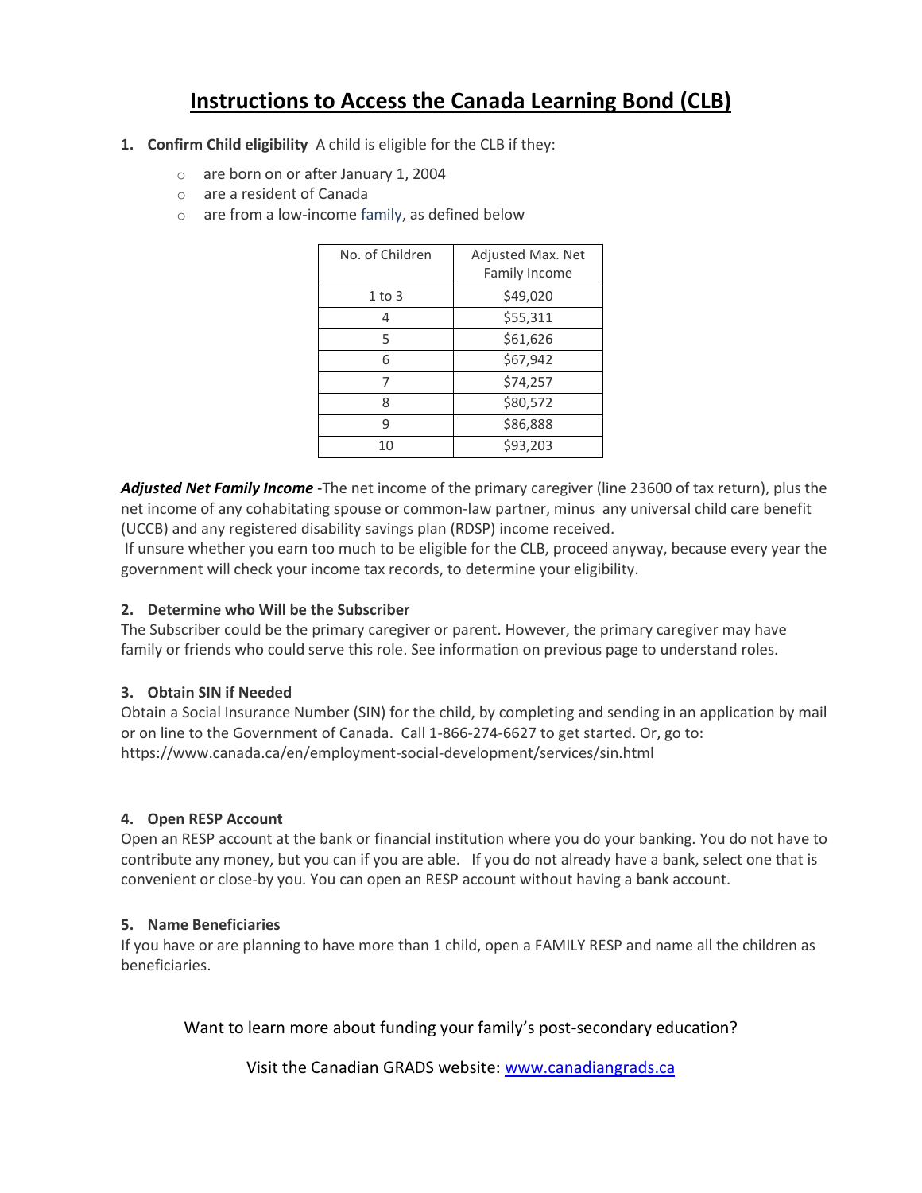# Instructions to Access the Canada Learning Bond (CLB)

1. **Confirm Child eligibility** A child is eligible for the CLB if they:
   - are born on or after January 1, 2004
   - are a resident of Canada
   - are from a low-income family, as defined below

| No. of Children | Adjusted Max. Net Family Income |
|---|---|
| 1 to 3 | $49,020 |
| 4 | $55,311 |
| 5 | $61,626 |
| 6 | $67,942 |
| 7 | $74,257 |
| 8 | $80,572 |
| 9 | $86,888 |
| 10 | $93,203 |

***Adjusted Net Family Income*** -The net income of the primary caregiver (line 23600 of tax return), plus the net income of any cohabitating spouse or common-law partner, minus any universal child care benefit (UCCB) and any registered disability savings plan (RDSP) income received.

If unsure whether you earn too much to be eligible for the CLB, proceed anyway, because every year the government will check your income tax records, to determine your eligibility.

**2. Determine who Will be the Subscriber**

The Subscriber could be the primary caregiver or parent. However, the primary caregiver may have family or friends who could serve this role. See information on previous page to understand roles.

**3. Obtain SIN if Needed**

Obtain a Social Insurance Number (SIN) for the child, by completing and sending in an application by mail or on line to the Government of Canada. Call 1-866-274-6627 to get started. Or, go to: https://www.canada.ca/en/employment-social-development/services/sin.html

**4. Open RESP Account**

Open an RESP account at the bank or financial institution where you do your banking. You do not have to contribute any money, but you can if you are able. If you do not already have a bank, select one that is convenient or close-by you. You can open an RESP account without having a bank account.

**5. Name Beneficiaries**

If you have or are planning to have more than 1 child, open a FAMILY RESP and name all the children as beneficiaries.

Want to learn more about funding your family's post-secondary education?

Visit the Canadian GRADS website: [www.canadiangrads.ca](http://www.canadiangrads.ca)